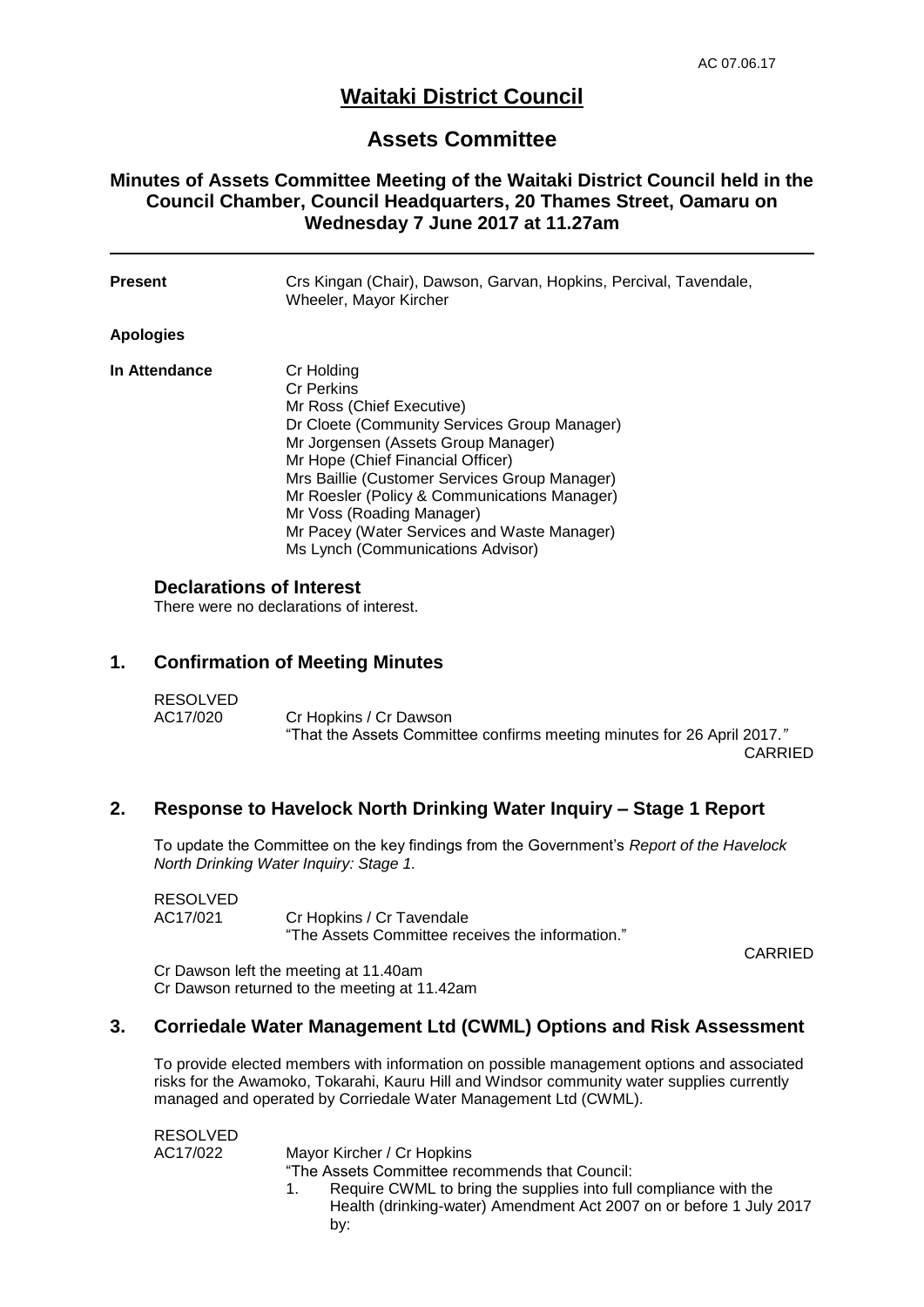AC 07.06.17

# Waitaki District Council

## Assets Committee

### Minutes of Assets Committee Meeting of the Waitaki District Council held in the Council Chamber, Council Headquarters, 20 Thames Street, Oamaru on Wednesday 7 June 2017 at 11.27am

---

**Present** Crs Kingan (Chair), Dawson, Garvan, Hopkins, Percival, Tavendale, Wheeler, Mayor Kircher

**Apologies**

**In Attendance**
Cr Holding
Cr Perkins
Mr Ross (Chief Executive)
Dr Cloete (Community Services Group Manager)
Mr Jorgensen (Assets Group Manager)
Mr Hope (Chief Financial Officer)
Mrs Baillie (Customer Services Group Manager)
Mr Roesler (Policy & Communications Manager)
Mr Voss (Roading Manager)
Mr Pacey (Water Services and Waste Manager)
Ms Lynch (Communications Advisor)

### Declarations of Interest

There were no declarations of interest.

### 1. Confirmation of Meeting Minutes

RESOLVED
AC17/020 Cr Hopkins / Cr Dawson
"That the Assets Committee confirms meeting minutes for 26 April 2017."
CARRIED

### 2. Response to Havelock North Drinking Water Inquiry – Stage 1 Report

To update the Committee on the key findings from the Government's *Report of the Havelock North Drinking Water Inquiry: Stage 1*.

RESOLVED
AC17/021 Cr Hopkins / Cr Tavendale
"The Assets Committee receives the information."
CARRIED

Cr Dawson left the meeting at 11.40am
Cr Dawson returned to the meeting at 11.42am

### 3. Corriedale Water Management Ltd (CWML) Options and Risk Assessment

To provide elected members with information on possible management options and associated risks for the Awamoko, Tokarahi, Kauru Hill and Windsor community water supplies currently managed and operated by Corriedale Water Management Ltd (CWML).

RESOLVED
AC17/022 Mayor Kircher / Cr Hopkins
"The Assets Committee recommends that Council:

1. Require CWML to bring the supplies into full compliance with the Health (drinking-water) Amendment Act 2007 on or before 1 July 2017 by: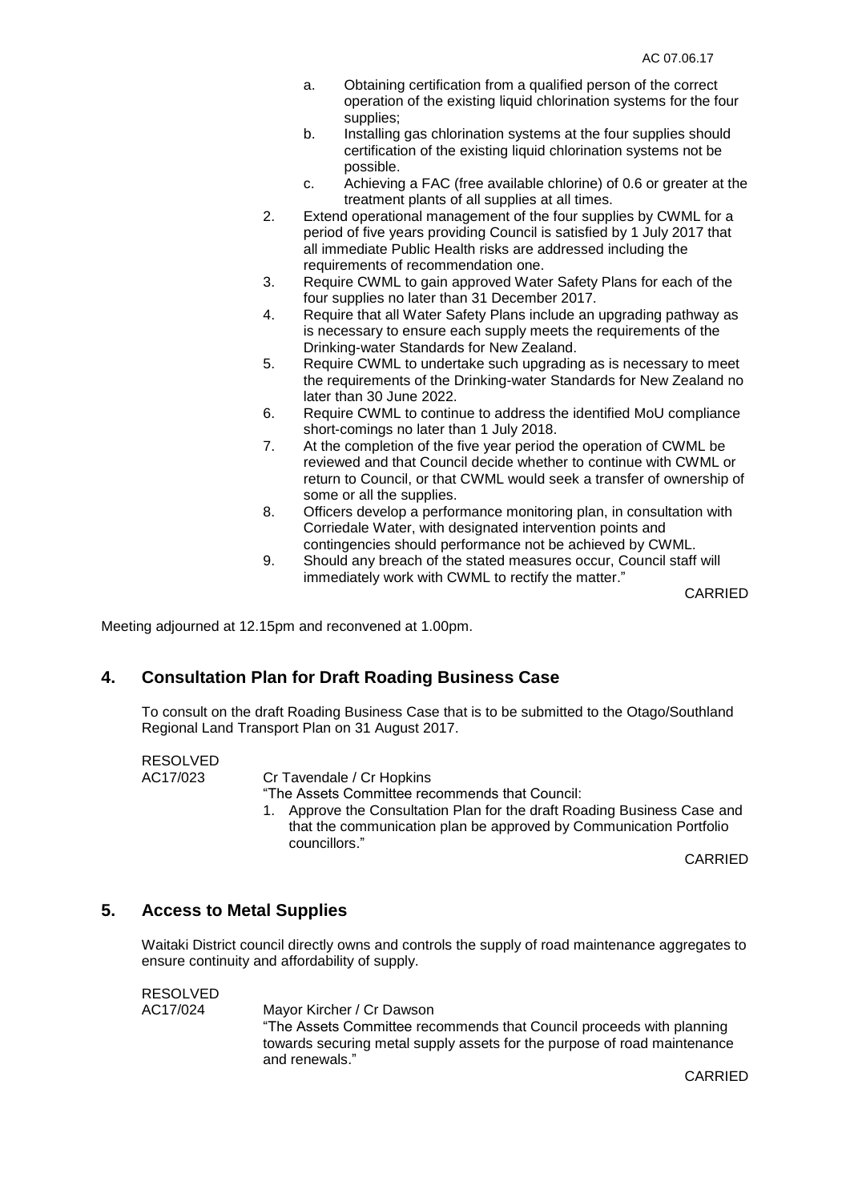a. Obtaining certification from a qualified person of the correct operation of the existing liquid chlorination systems for the four supplies;
   b. Installing gas chlorination systems at the four supplies should certification of the existing liquid chlorination systems not be possible.
   c. Achieving a FAC (free available chlorine) of 0.6 or greater at the treatment plants of all supplies at all times.
2. Extend operational management of the four supplies by CWML for a period of five years providing Council is satisfied by 1 July 2017 that all immediate Public Health risks are addressed including the requirements of recommendation one.
3. Require CWML to gain approved Water Safety Plans for each of the four supplies no later than 31 December 2017.
4. Require that all Water Safety Plans include an upgrading pathway as is necessary to ensure each supply meets the requirements of the Drinking-water Standards for New Zealand.
5. Require CWML to undertake such upgrading as is necessary to meet the requirements of the Drinking-water Standards for New Zealand no later than 30 June 2022.
6. Require CWML to continue to address the identified MoU compliance short-comings no later than 1 July 2018.
7. At the completion of the five year period the operation of CWML be reviewed and that Council decide whether to continue with CWML or return to Council, or that CWML would seek a transfer of ownership of some or all the supplies.
8. Officers develop a performance monitoring plan, in consultation with Corriedale Water, with designated intervention points and contingencies should performance not be achieved by CWML.
9. Should any breach of the stated measures occur, Council staff will immediately work with CWML to rectify the matter."

CARRIED

Meeting adjourned at 12.15pm and reconvened at 1.00pm.

## 4. Consultation Plan for Draft Roading Business Case

To consult on the draft Roading Business Case that is to be submitted to the Otago/Southland Regional Land Transport Plan on 31 August 2017.

RESOLVED
AC17/023 Cr Tavendale / Cr Hopkins

"The Assets Committee recommends that Council:

1. Approve the Consultation Plan for the draft Roading Business Case and that the communication plan be approved by Communication Portfolio councillors."

CARRIED

## 5. Access to Metal Supplies

Waitaki District council directly owns and controls the supply of road maintenance aggregates to ensure continuity and affordability of supply.

RESOLVED
AC17/024 Mayor Kircher / Cr Dawson

"The Assets Committee recommends that Council proceeds with planning towards securing metal supply assets for the purpose of road maintenance and renewals."

CARRIED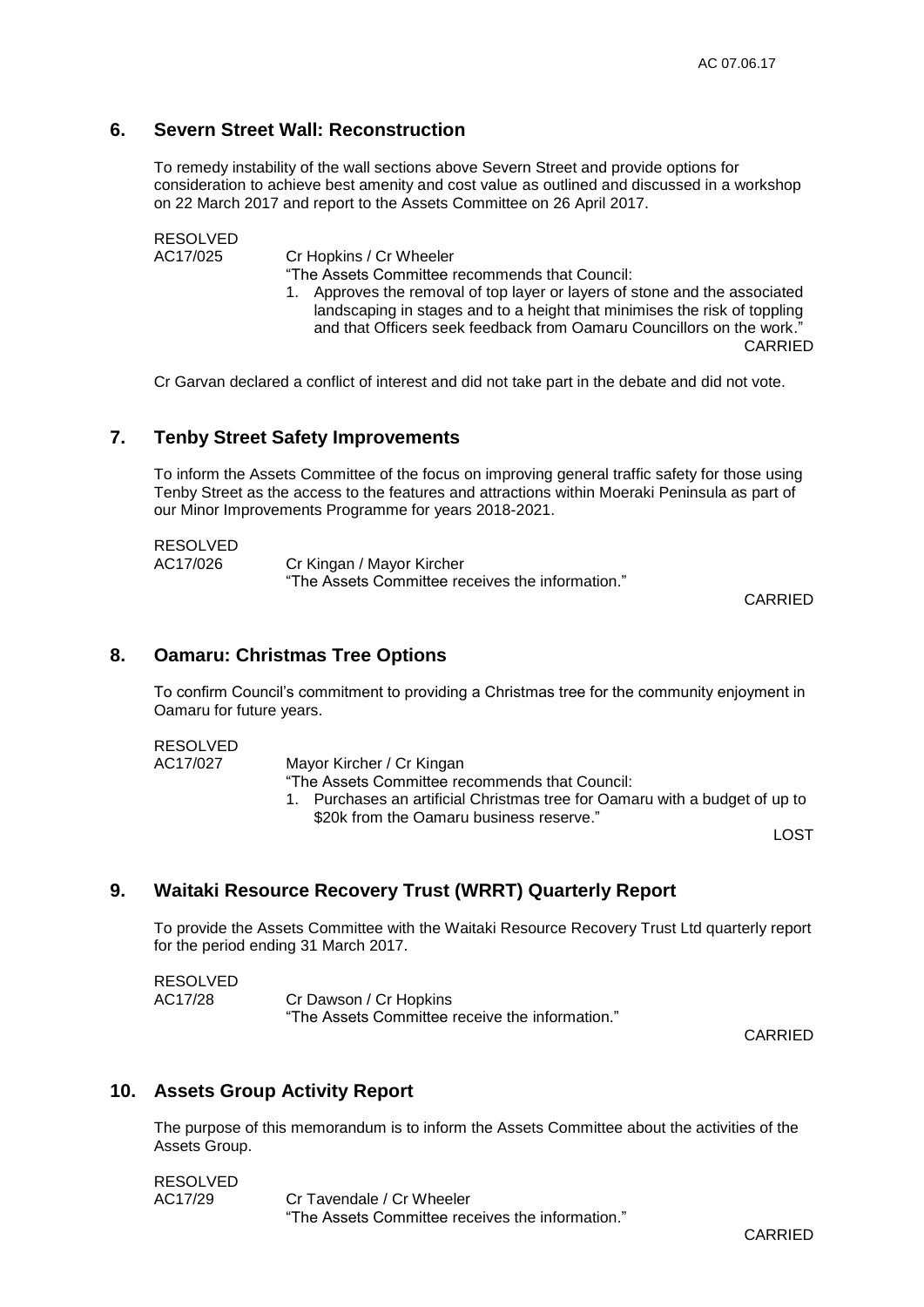## 6. Severn Street Wall: Reconstruction

To remedy instability of the wall sections above Severn Street and provide options for consideration to achieve best amenity and cost value as outlined and discussed in a workshop on 22 March 2017 and report to the Assets Committee on 26 April 2017.

RESOLVED
AC17/025 Cr Hopkins / Cr Wheeler

"The Assets Committee recommends that Council:

1. Approves the removal of top layer or layers of stone and the associated landscaping in stages and to a height that minimises the risk of toppling and that Officers seek feedback from Oamaru Councillors on the work."

CARRIED

Cr Garvan declared a conflict of interest and did not take part in the debate and did not vote.

## 7. Tenby Street Safety Improvements

To inform the Assets Committee of the focus on improving general traffic safety for those using Tenby Street as the access to the features and attractions within Moeraki Peninsula as part of our Minor Improvements Programme for years 2018-2021.

RESOLVED
AC17/026 Cr Kingan / Mayor Kircher

"The Assets Committee receives the information."

CARRIED

## 8. Oamaru: Christmas Tree Options

To confirm Council's commitment to providing a Christmas tree for the community enjoyment in Oamaru for future years.

RESOLVED
AC17/027 Mayor Kircher / Cr Kingan

"The Assets Committee recommends that Council:

1. Purchases an artificial Christmas tree for Oamaru with a budget of up to $20k from the Oamaru business reserve."

LOST

## 9. Waitaki Resource Recovery Trust (WRRT) Quarterly Report

To provide the Assets Committee with the Waitaki Resource Recovery Trust Ltd quarterly report for the period ending 31 March 2017.

RESOLVED
AC17/28 Cr Dawson / Cr Hopkins

"The Assets Committee receive the information."

CARRIED

## 10. Assets Group Activity Report

The purpose of this memorandum is to inform the Assets Committee about the activities of the Assets Group.

RESOLVED
AC17/29 Cr Tavendale / Cr Wheeler

"The Assets Committee receives the information."

CARRIED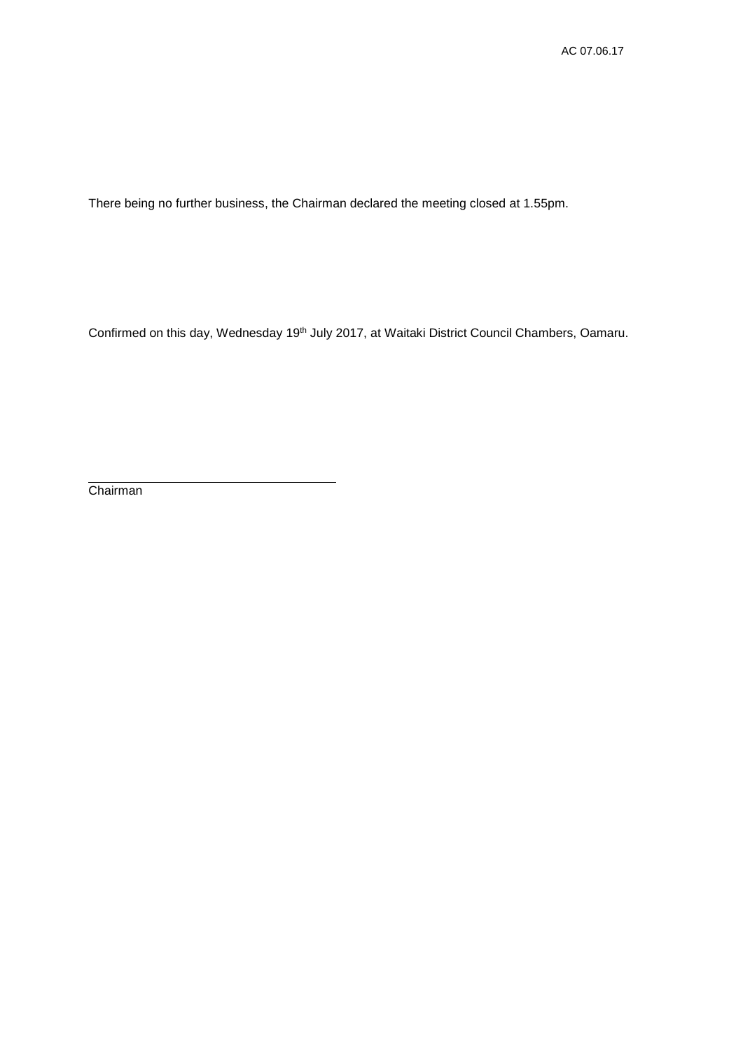There being no further business, the Chairman declared the meeting closed at 1.55pm.

Confirmed on this day, Wednesday 19th July 2017, at Waitaki District Council Chambers, Oamaru.

\_\_\_\_\_\_\_\_\_\_\_\_\_\_\_\_\_\_\_\_\_\_\_\_\_\_\_\_\_\_\_\_

Chairman